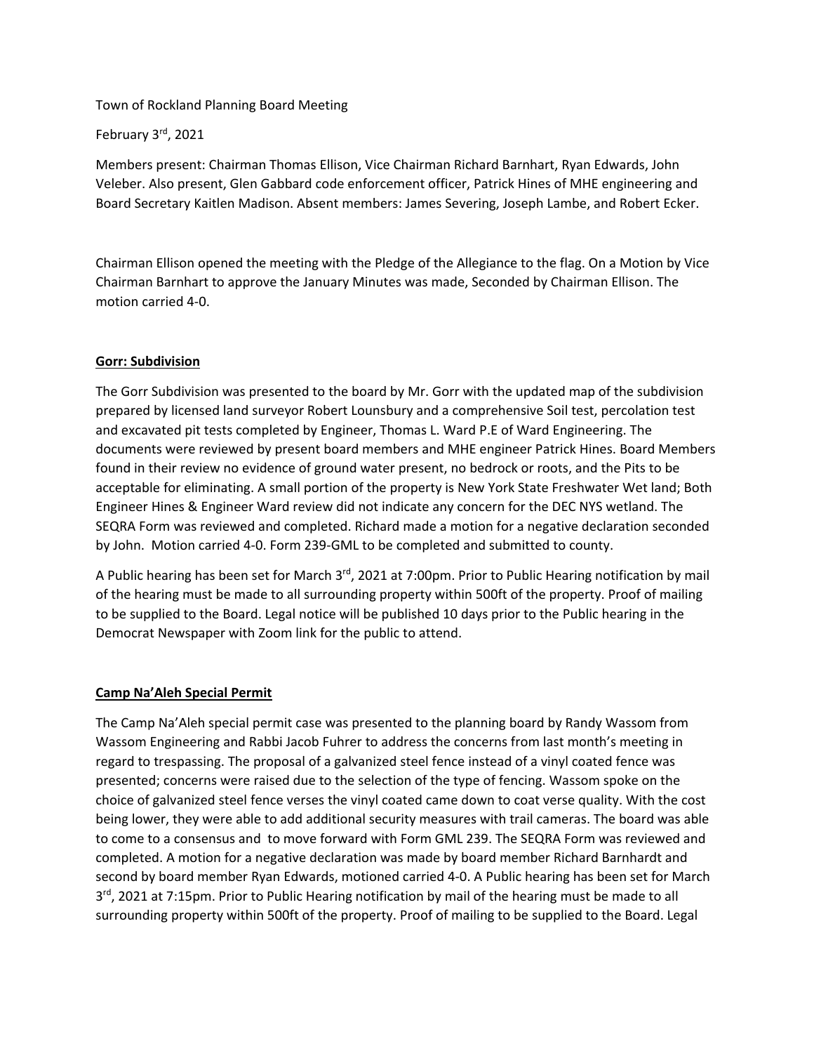Town of Rockland Planning Board Meeting

February 3rd, 2021

Members present: Chairman Thomas Ellison, Vice Chairman Richard Barnhart, Ryan Edwards, John Veleber. Also present, Glen Gabbard code enforcement officer, Patrick Hines of MHE engineering and Board Secretary Kaitlen Madison. Absent members: James Severing, Joseph Lambe, and Robert Ecker.

Chairman Ellison opened the meeting with the Pledge of the Allegiance to the flag. On a Motion by Vice Chairman Barnhart to approve the January Minutes was made, Seconded by Chairman Ellison. The motion carried 4-0.

**Gorr: Subdivision**

The Gorr Subdivision was presented to the board by Mr. Gorr with the updated map of the subdivision prepared by licensed land surveyor Robert Lounsbury and a comprehensive Soil test, percolation test and excavated pit tests completed by Engineer, Thomas L. Ward P.E of Ward Engineering. The documents were reviewed by present board members and MHE engineer Patrick Hines. Board Members found in their review no evidence of ground water present, no bedrock or roots, and the Pits to be acceptable for eliminating. A small portion of the property is New York State Freshwater Wet land; Both Engineer Hines & Engineer Ward review did not indicate any concern for the DEC NYS wetland. The SEQRA Form was reviewed and completed. Richard made a motion for a negative declaration seconded by John. Motion carried 4-0. Form 239-GML to be completed and submitted to county.

A Public hearing has been set for March 3rd, 2021 at 7:00pm. Prior to Public Hearing notification by mail of the hearing must be made to all surrounding property within 500ft of the property. Proof of mailing to be supplied to the Board. Legal notice will be published 10 days prior to the Public hearing in the Democrat Newspaper with Zoom link for the public to attend.

**Camp Na'Aleh Special Permit**

The Camp Na'Aleh special permit case was presented to the planning board by Randy Wassom from Wassom Engineering and Rabbi Jacob Fuhrer to address the concerns from last month's meeting in regard to trespassing. The proposal of a galvanized steel fence instead of a vinyl coated fence was presented; concerns were raised due to the selection of the type of fencing. Wassom spoke on the choice of galvanized steel fence verses the vinyl coated came down to coat verse quality. With the cost being lower, they were able to add additional security measures with trail cameras. The board was able to come to a consensus and to move forward with Form GML 239. The SEQRA Form was reviewed and completed. A motion for a negative declaration was made by board member Richard Barnhardt and second by board member Ryan Edwards, motioned carried 4-0. A Public hearing has been set for March 3rd, 2021 at 7:15pm. Prior to Public Hearing notification by mail of the hearing must be made to all surrounding property within 500ft of the property. Proof of mailing to be supplied to the Board. Legal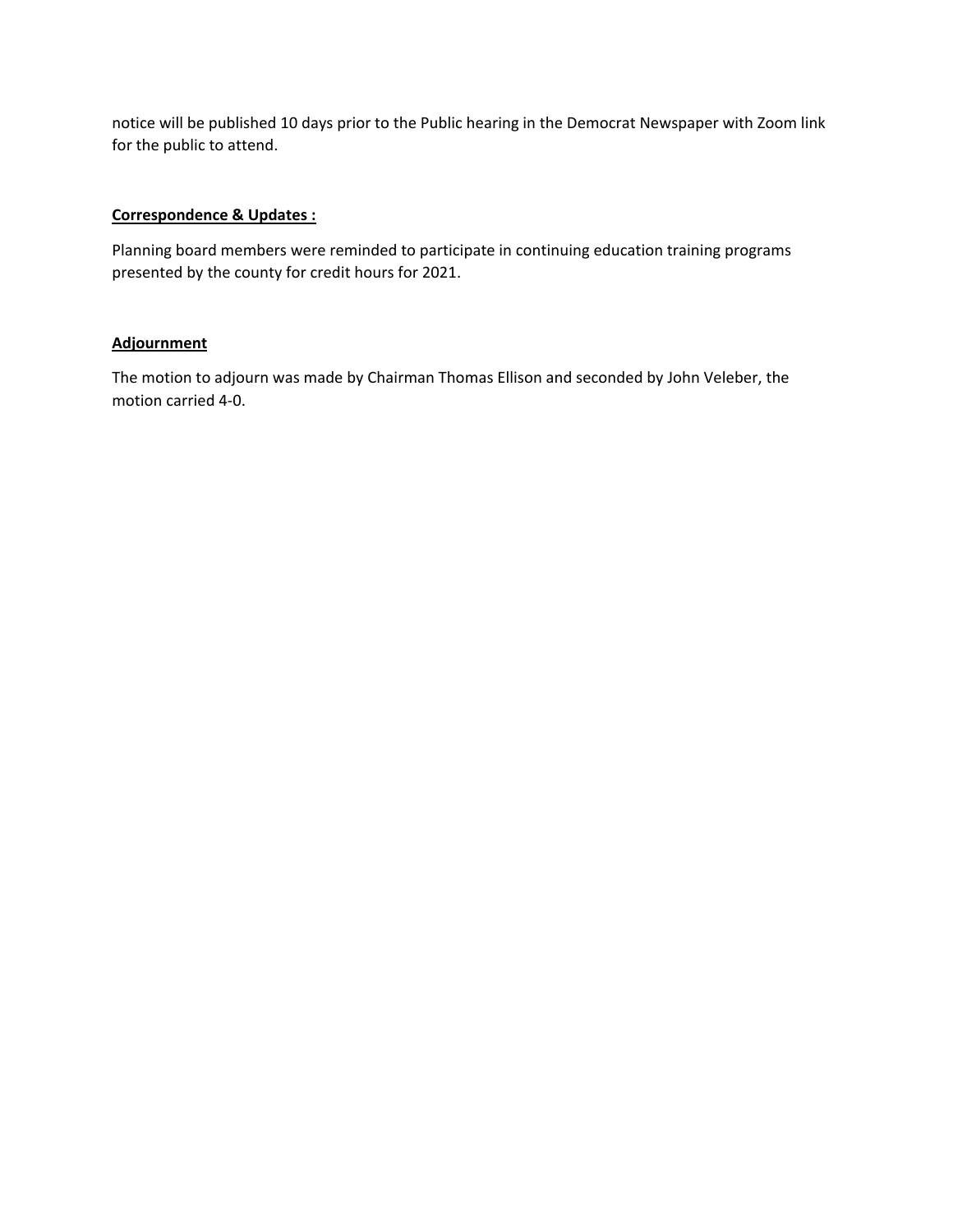notice will be published 10 days prior to the Public hearing in the Democrat Newspaper with Zoom link for the public to attend.

**Correspondence & Updates :**

Planning board members were reminded to participate in continuing education training programs presented by the county for credit hours for 2021.

**Adjournment**

The motion to adjourn was made by Chairman Thomas Ellison and seconded by John Veleber, the motion carried 4-0.